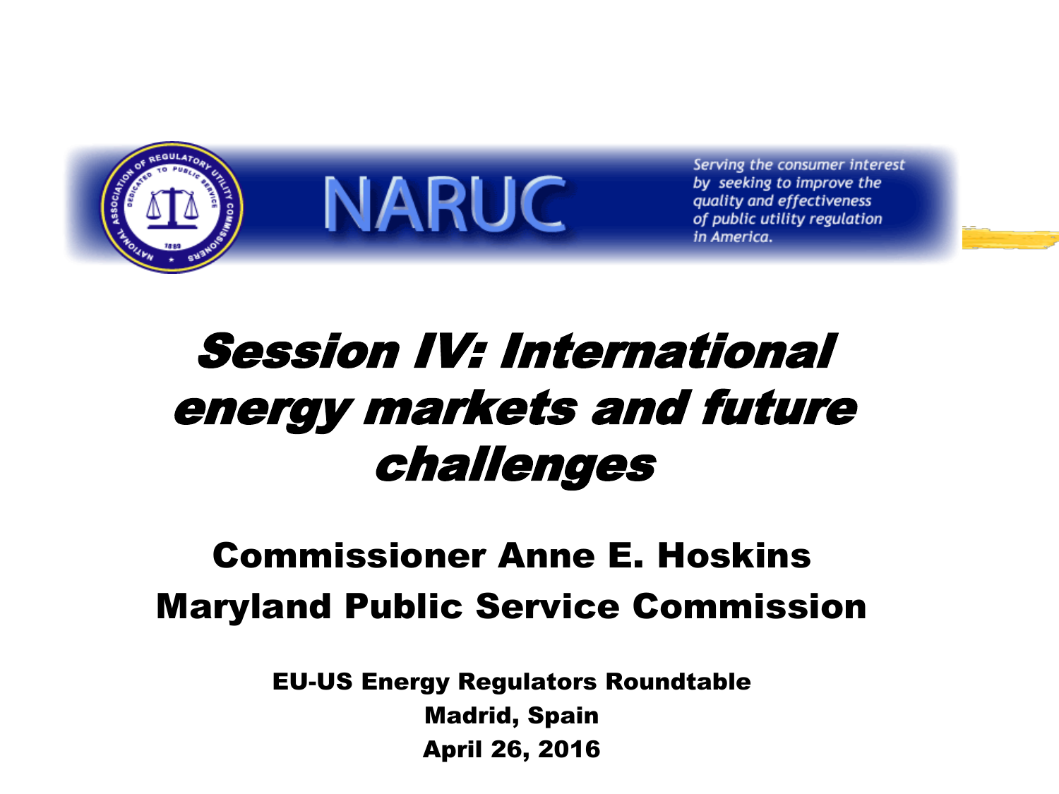NARUC

*Serving the consumer interest by seeking to improve the quality and effectiveness of public utility regulation in America.*

# *Session IV: International energy markets and future challenges*

## Commissioner Anne E. Hoskins
## Maryland Public Service Commission

**EU-US Energy Regulators Roundtable**
**Madrid, Spain**
**April 26, 2016**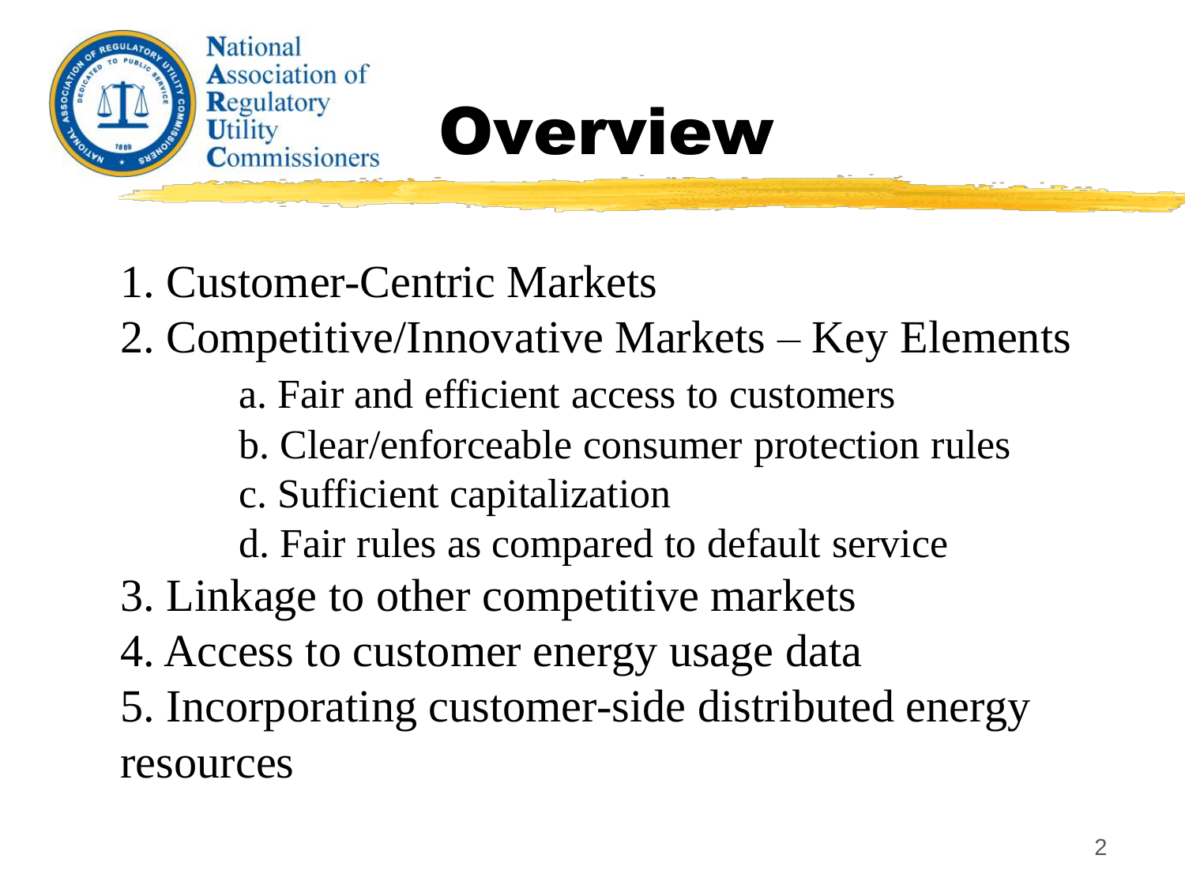# Overview

1. Customer-Centric Markets
2. Competitive/Innovative Markets – Key Elements
   a. Fair and efficient access to customers
   b. Clear/enforceable consumer protection rules
   c. Sufficient capitalization
   d. Fair rules as compared to default service
3. Linkage to other competitive markets
4. Access to customer energy usage data
5. Incorporating customer-side distributed energy resources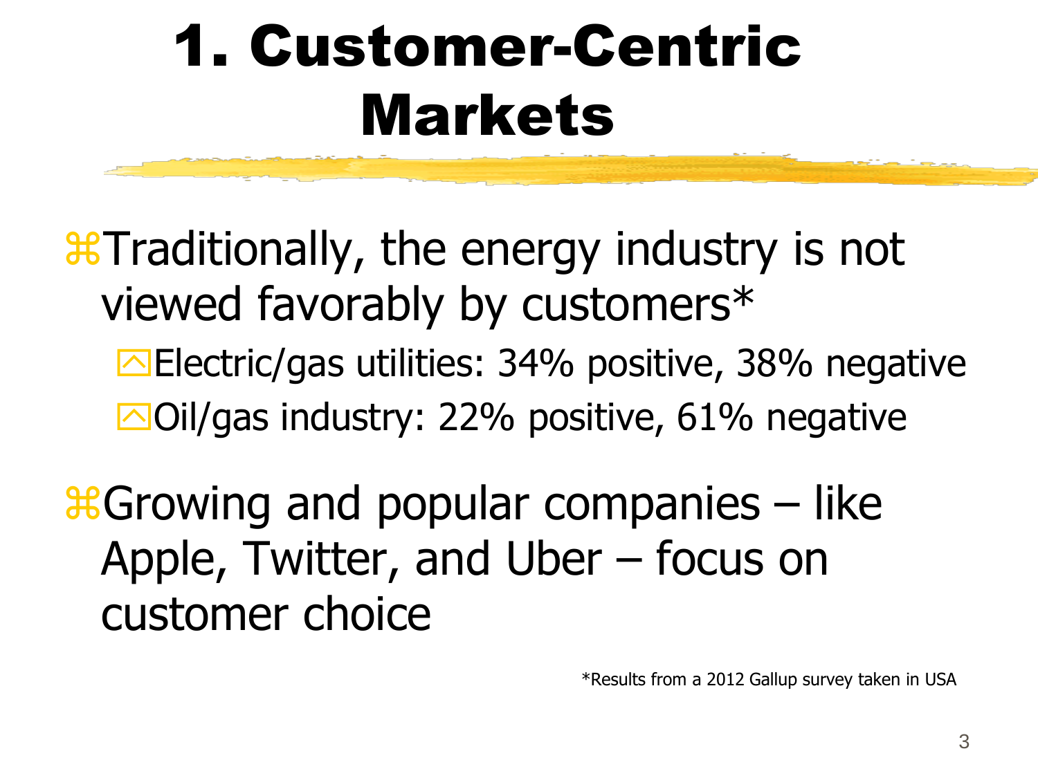# 1. Customer-Centric Markets

- Traditionally, the energy industry is not viewed favorably by customers*
  - Electric/gas utilities: 34% positive, 38% negative
  - Oil/gas industry: 22% positive, 61% negative
- Growing and popular companies – like Apple, Twitter, and Uber – focus on customer choice

*Results from a 2012 Gallup survey taken in USA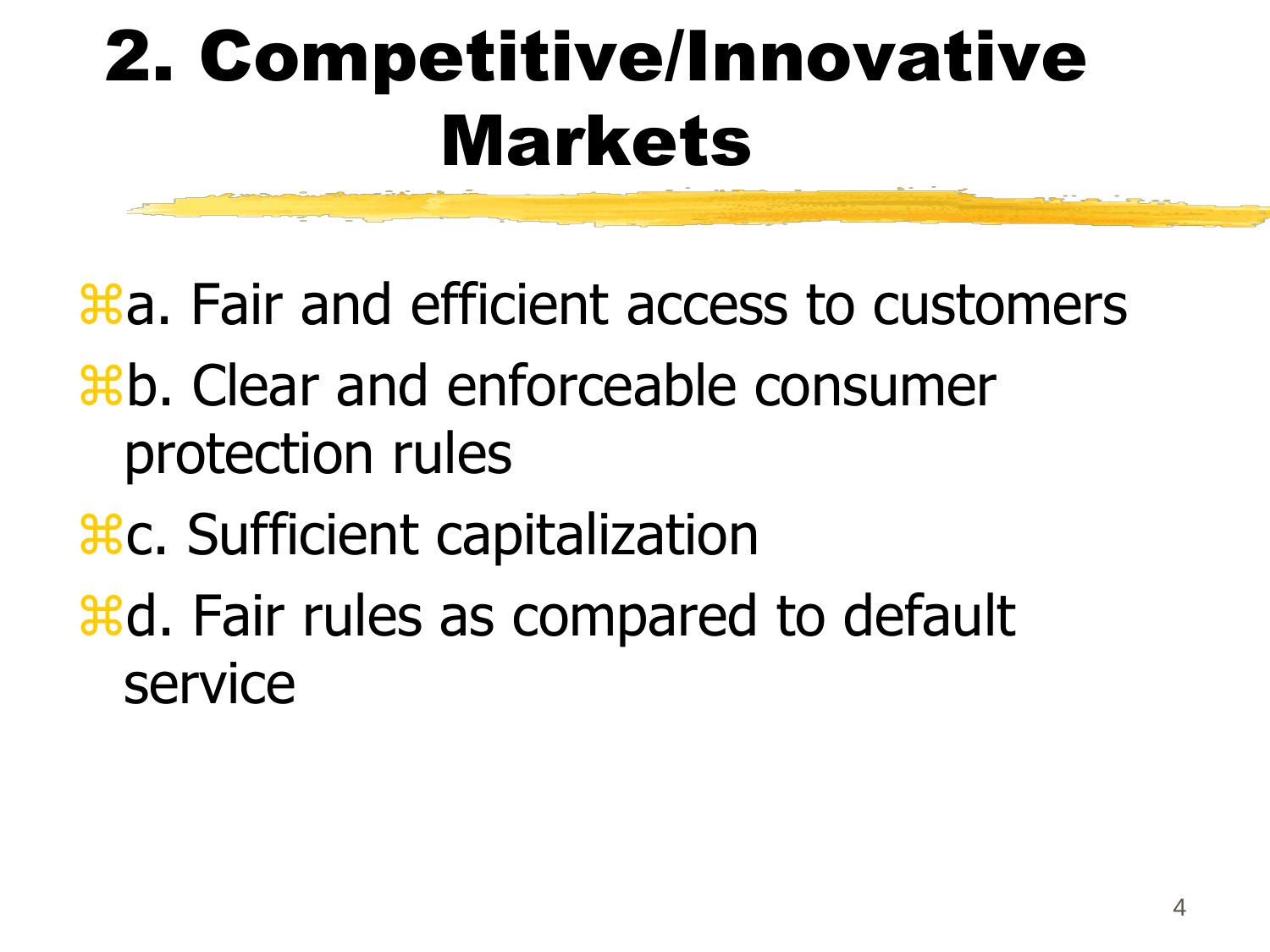# 2. Competitive/Innovative Markets

- a. Fair and efficient access to customers
- b. Clear and enforceable consumer protection rules
- c. Sufficient capitalization
- d. Fair rules as compared to default service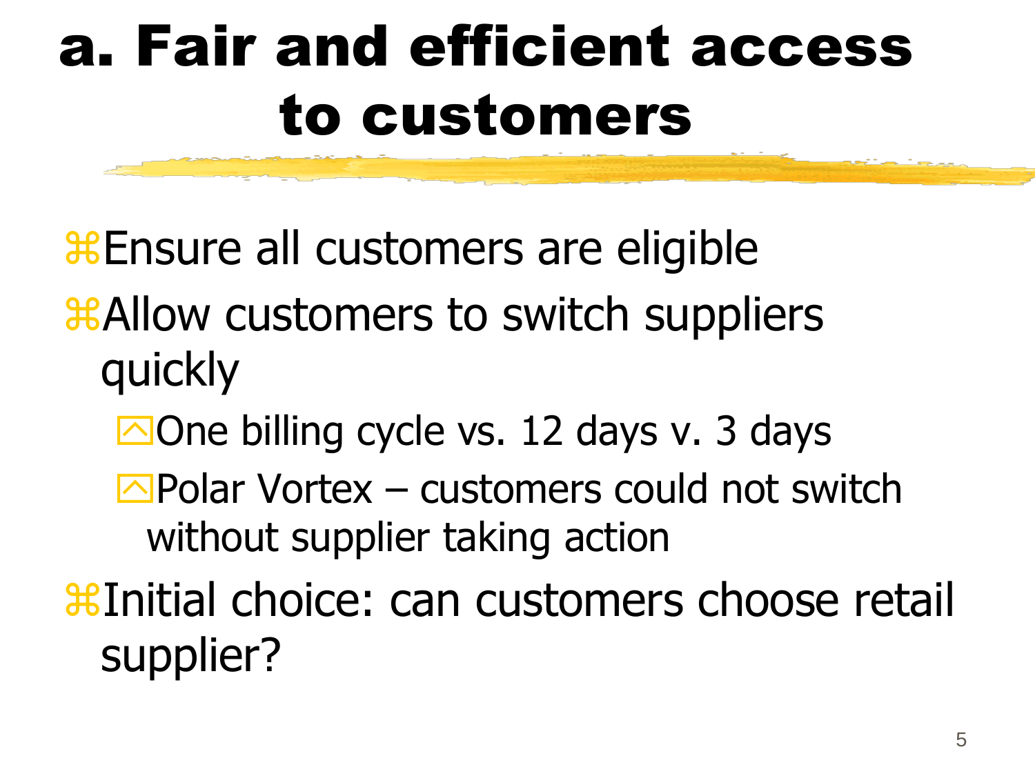# a. Fair and efficient access to customers

- Ensure all customers are eligible
- Allow customers to switch suppliers quickly
  - One billing cycle vs. 12 days v. 3 days
  - Polar Vortex – customers could not switch without supplier taking action
- Initial choice: can customers choose retail supplier?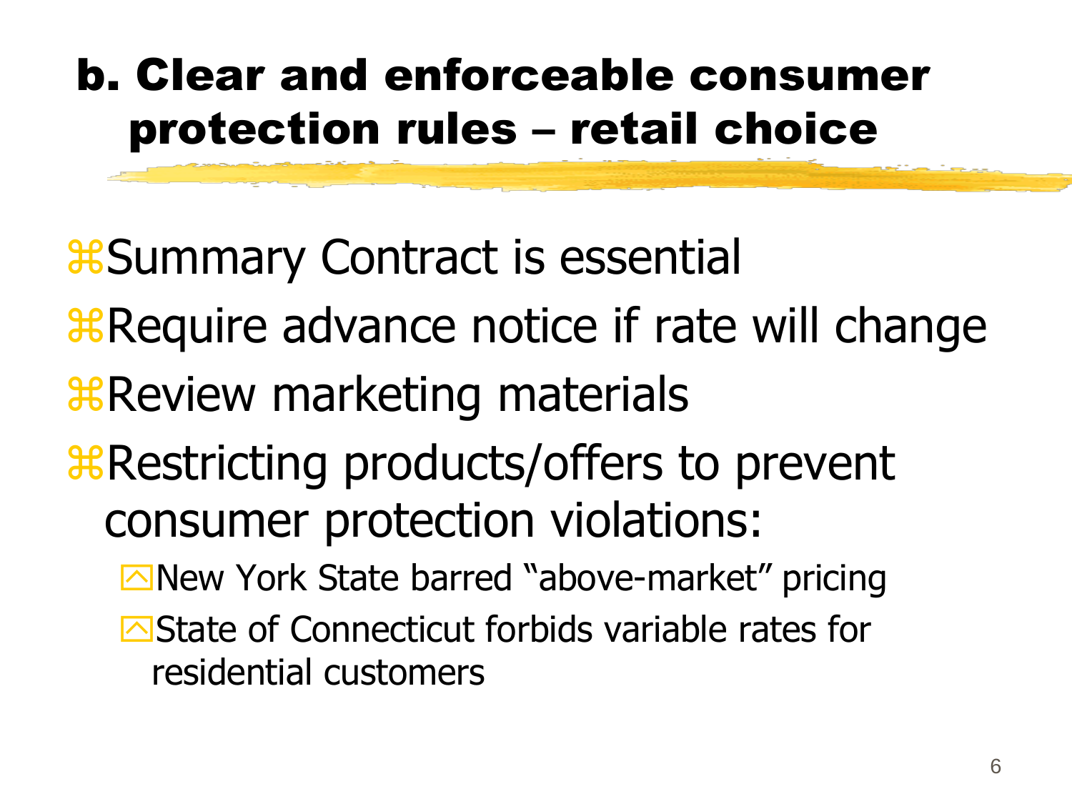# b. Clear and enforceable consumer protection rules – retail choice

- Summary Contract is essential
- Require advance notice if rate will change
- Review marketing materials
- Restricting products/offers to prevent consumer protection violations:
  - New York State barred “above-market” pricing
  - State of Connecticut forbids variable rates for residential customers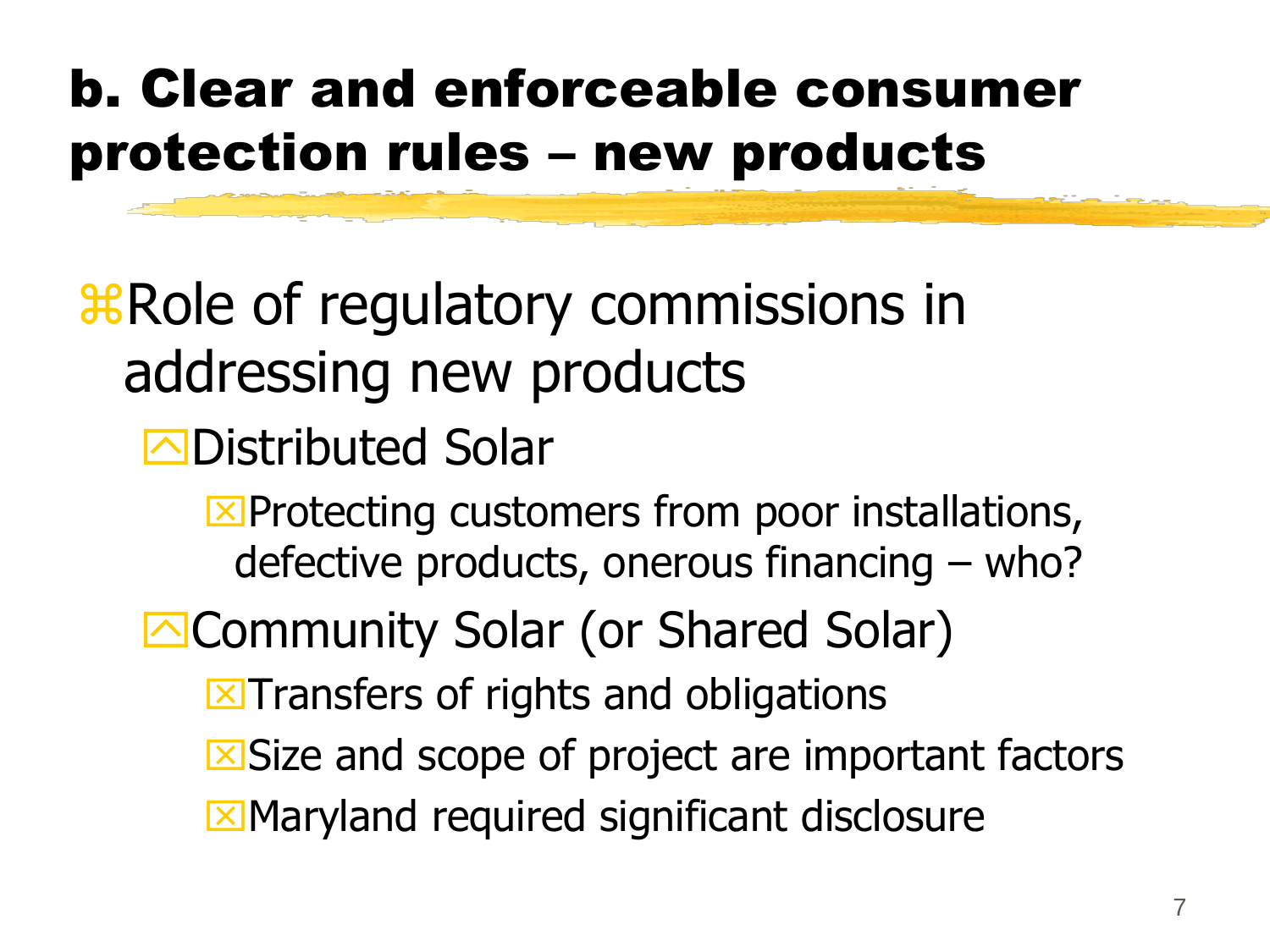## b. Clear and enforceable consumer protection rules – new products

- Role of regulatory commissions in addressing new products
  - Distributed Solar
    - Protecting customers from poor installations, defective products, onerous financing – who?
  - Community Solar (or Shared Solar)
    - Transfers of rights and obligations
    - Size and scope of project are important factors
    - Maryland required significant disclosure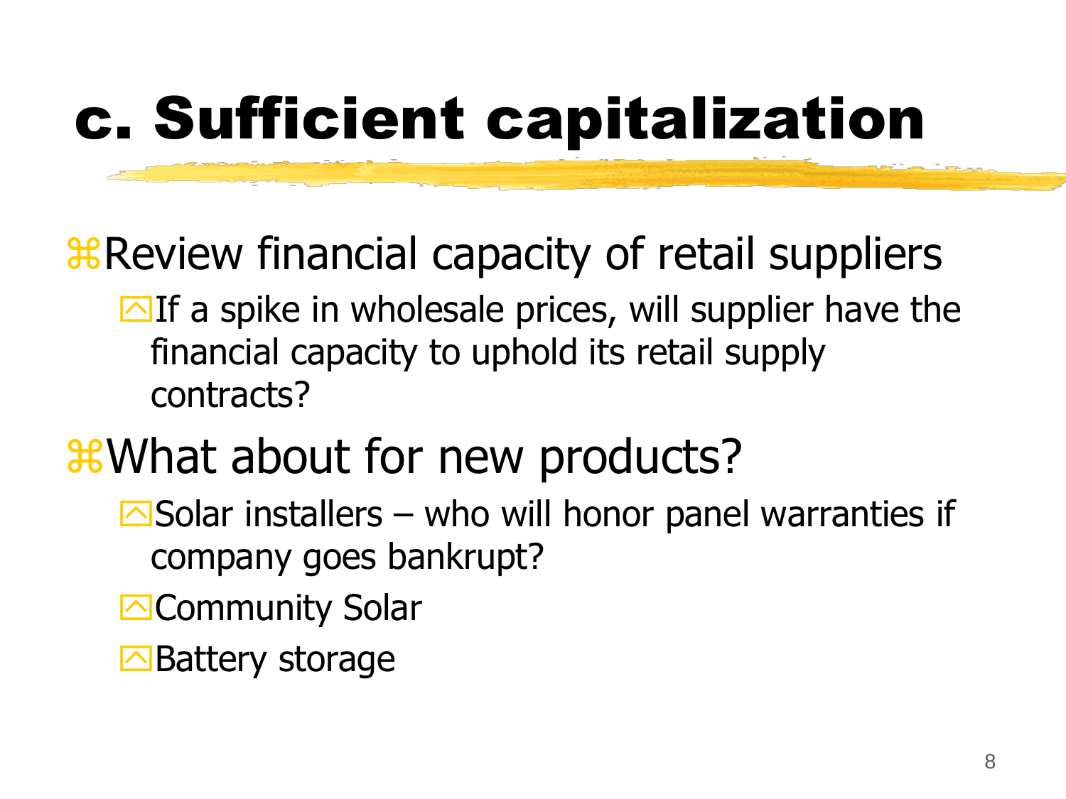# c. Sufficient capitalization

- Review financial capacity of retail suppliers
  - If a spike in wholesale prices, will supplier have the financial capacity to uphold its retail supply contracts?
- What about for new products?
  - Solar installers – who will honor panel warranties if company goes bankrupt?
  - Community Solar
  - Battery storage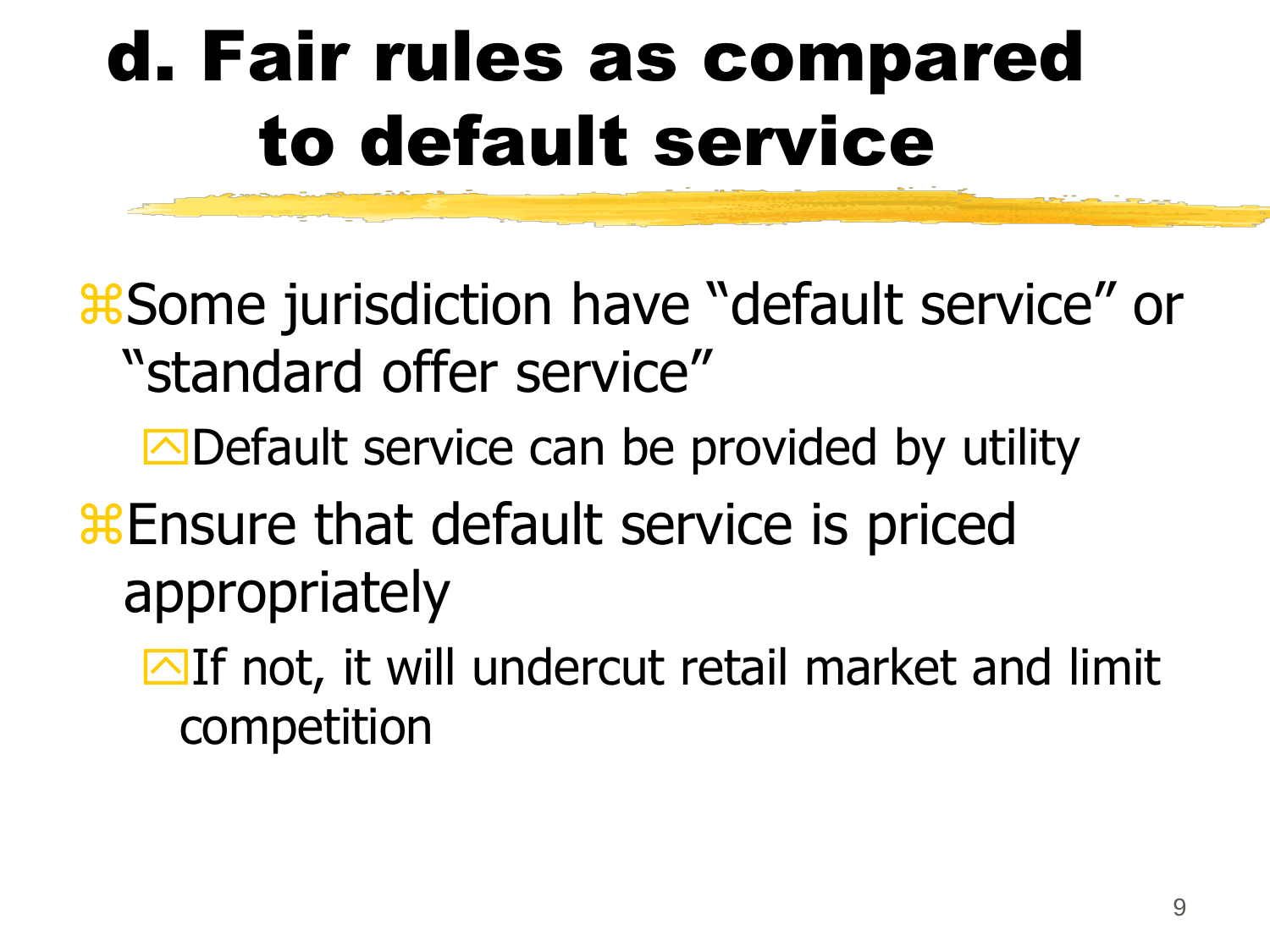# d. Fair rules as compared to default service

- Some jurisdiction have “default service” or “standard offer service”
  - Default service can be provided by utility
- Ensure that default service is priced appropriately
  - If not, it will undercut retail market and limit competition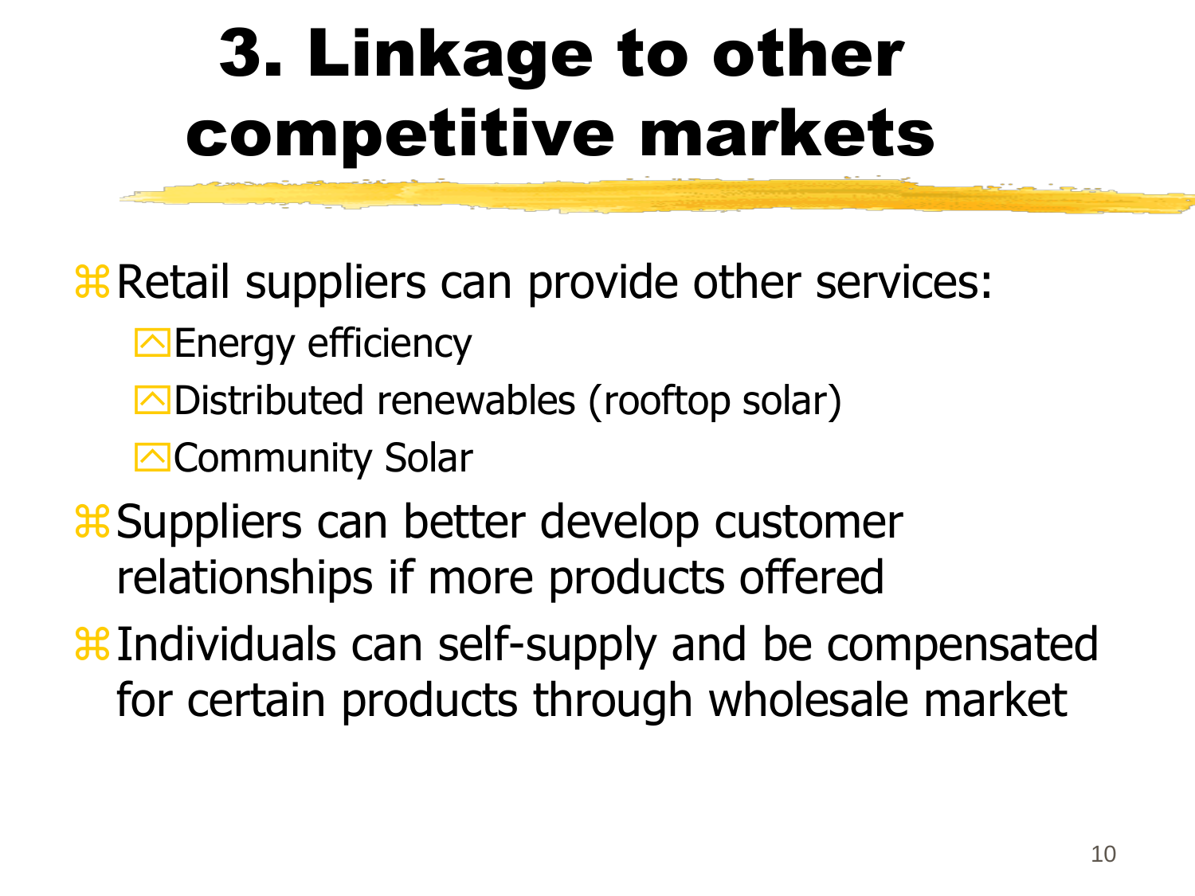# 3. Linkage to other competitive markets

- Retail suppliers can provide other services:
  - Energy efficiency
  - Distributed renewables (rooftop solar)
  - Community Solar
- Suppliers can better develop customer relationships if more products offered
- Individuals can self-supply and be compensated for certain products through wholesale market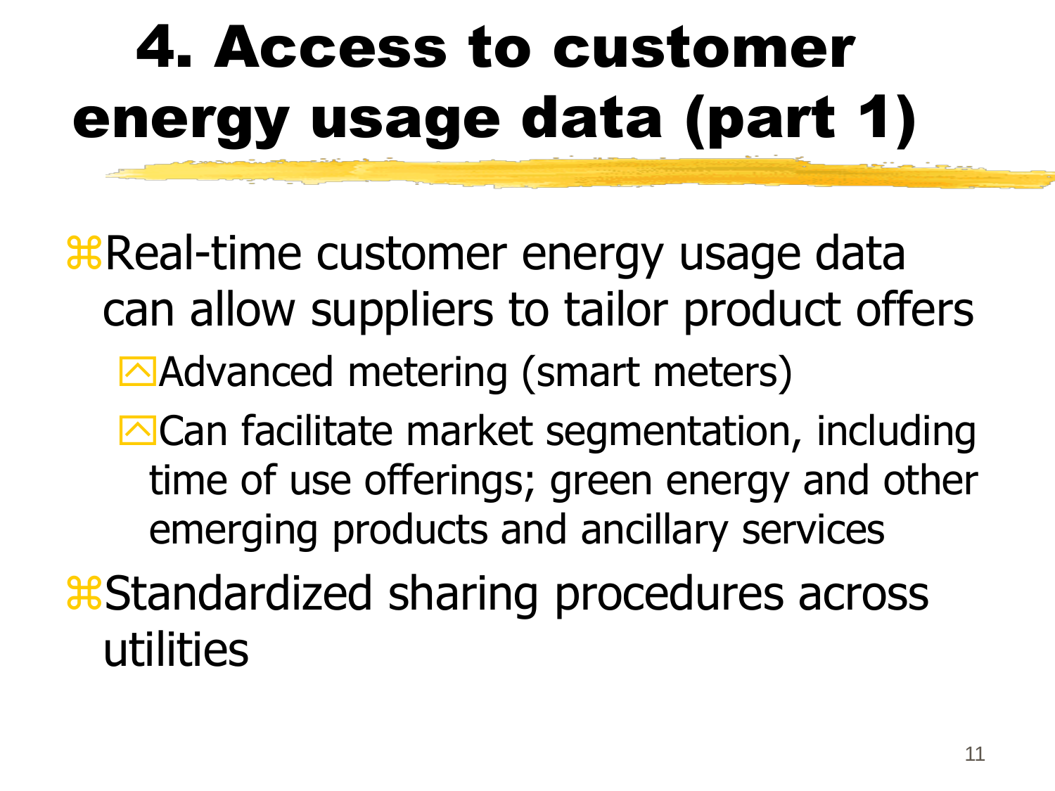# 4. Access to customer energy usage data (part 1)

- Real-time customer energy usage data can allow suppliers to tailor product offers
  - Advanced metering (smart meters)
  - Can facilitate market segmentation, including time of use offerings; green energy and other emerging products and ancillary services
- Standardized sharing procedures across utilities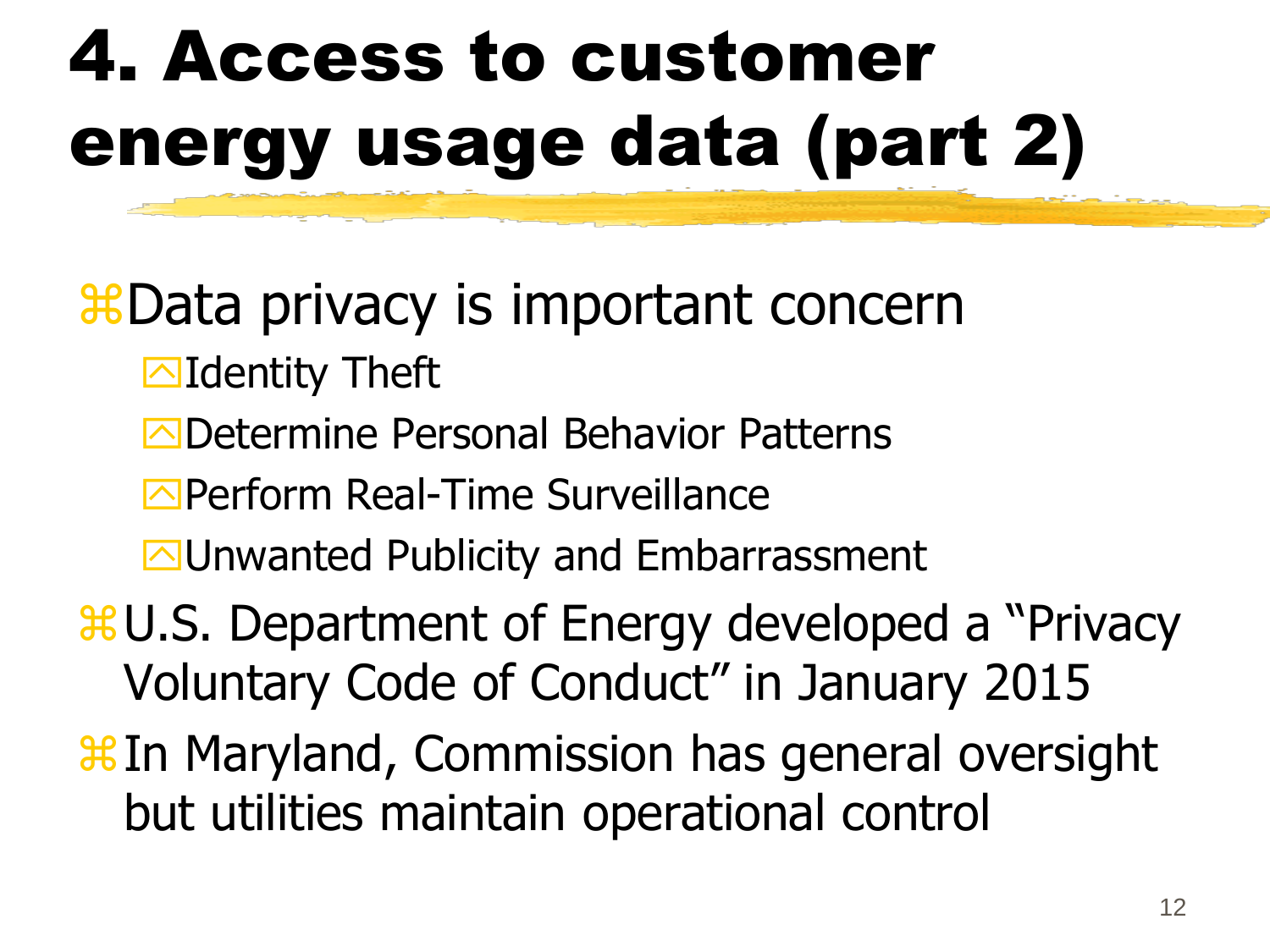# 4. Access to customer energy usage data (part 2)

- Data privacy is important concern
  - Identity Theft
  - Determine Personal Behavior Patterns
  - Perform Real-Time Surveillance
  - Unwanted Publicity and Embarrassment
- U.S. Department of Energy developed a "Privacy Voluntary Code of Conduct" in January 2015
- In Maryland, Commission has general oversight but utilities maintain operational control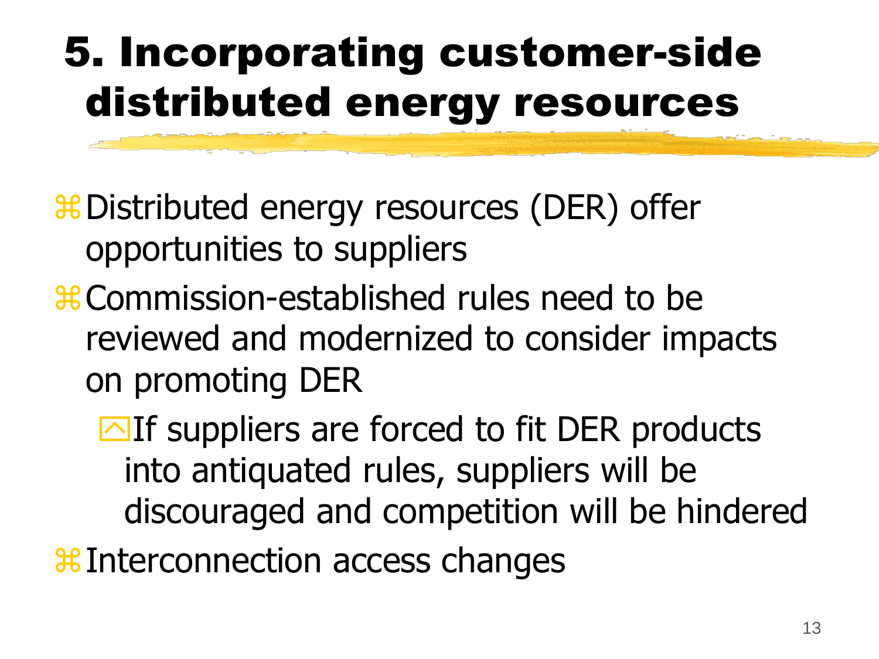# 5. Incorporating customer-side distributed energy resources

- Distributed energy resources (DER) offer opportunities to suppliers
- Commission-established rules need to be reviewed and modernized to consider impacts on promoting DER
  - If suppliers are forced to fit DER products into antiquated rules, suppliers will be discouraged and competition will be hindered
- Interconnection access changes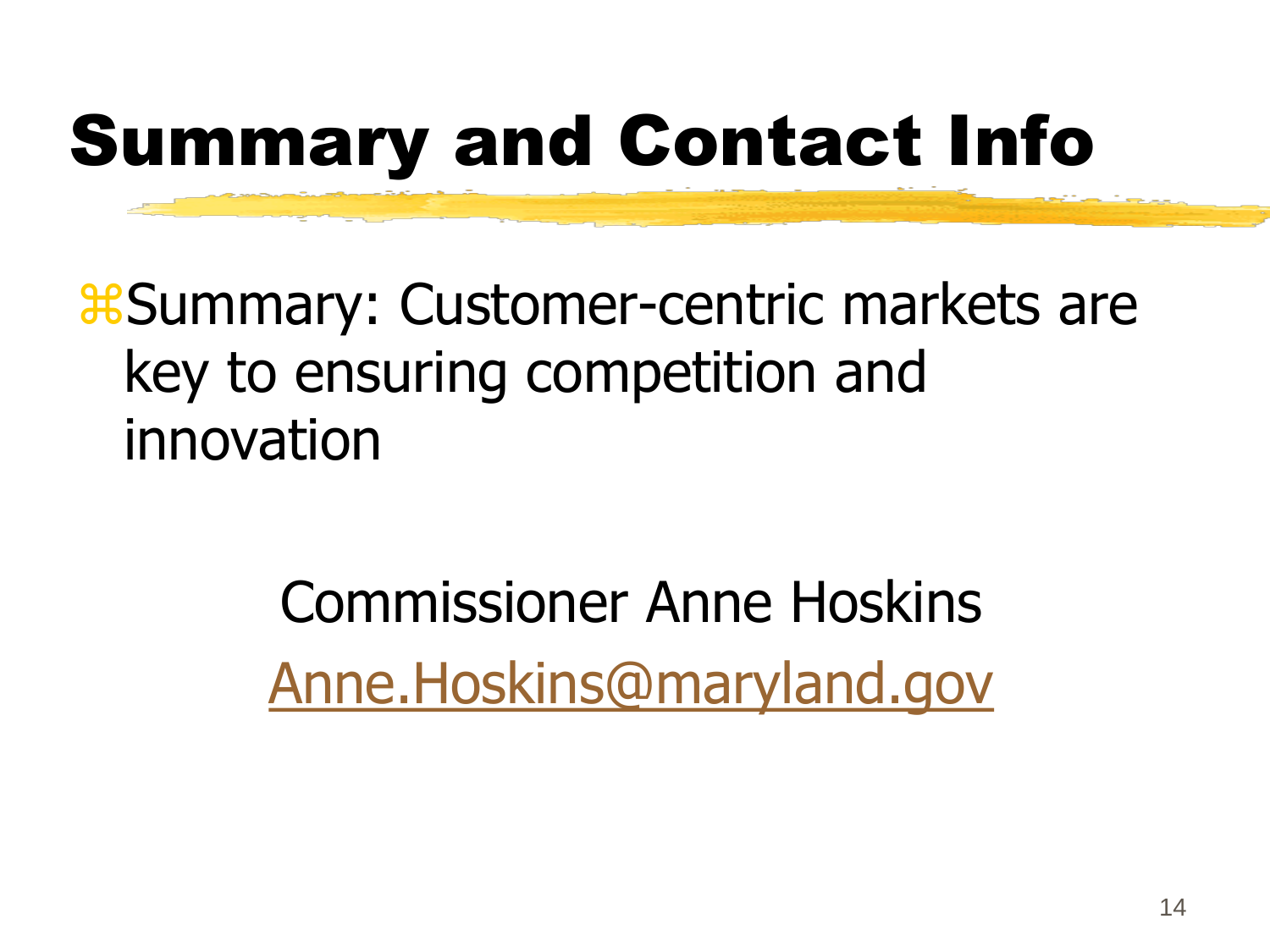# Summary and Contact Info

- Summary: Customer-centric markets are key to ensuring competition and innovation

Commissioner Anne Hoskins

Anne.Hoskins@maryland.gov